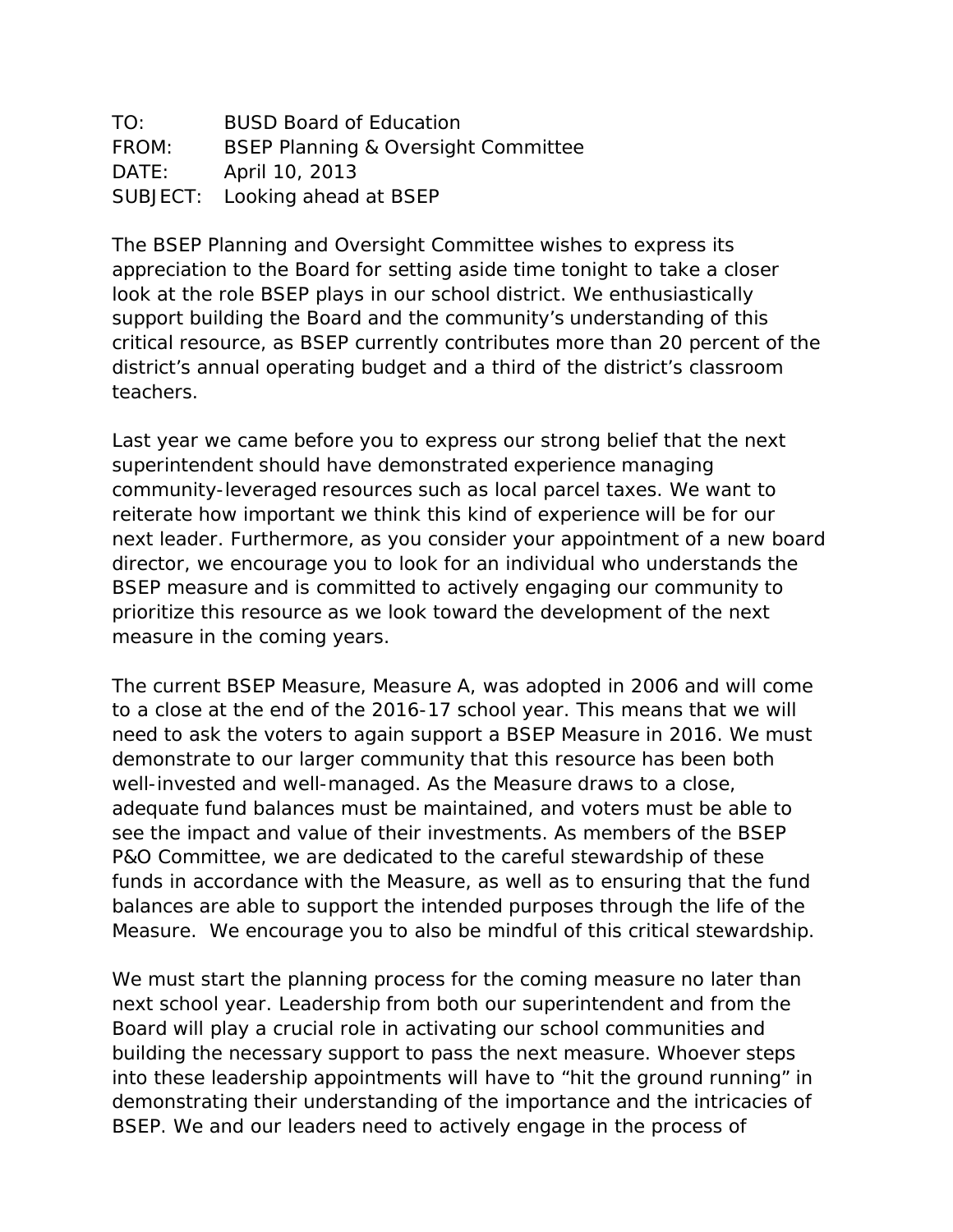TO: BUSD Board of Education
FROM: BSEP Planning & Oversight Committee
DATE: April 10, 2013
SUBJECT: Looking ahead at BSEP

The BSEP Planning and Oversight Committee wishes to express its appreciation to the Board for setting aside time tonight to take a closer look at the role BSEP plays in our school district. We enthusiastically support building the Board and the community's understanding of this critical resource, as BSEP currently contributes more than 20 percent of the district's annual operating budget and a third of the district's classroom teachers.

Last year we came before you to express our strong belief that the next superintendent should have demonstrated experience managing community-leveraged resources such as local parcel taxes. We want to reiterate how important we think this kind of experience will be for our next leader. Furthermore, as you consider your appointment of a new board director, we encourage you to look for an individual who understands the BSEP measure and is committed to actively engaging our community to prioritize this resource as we look toward the development of the next measure in the coming years.

The current BSEP Measure, Measure A, was adopted in 2006 and will come to a close at the end of the 2016-17 school year. This means that we will need to ask the voters to again support a BSEP Measure in 2016. We must demonstrate to our larger community that this resource has been both well-invested and well-managed. As the Measure draws to a close, adequate fund balances must be maintained, and voters must be able to see the impact and value of their investments. As members of the BSEP P&O Committee, we are dedicated to the careful stewardship of these funds in accordance with the Measure, as well as to ensuring that the fund balances are able to support the intended purposes through the life of the Measure. We encourage you to also be mindful of this critical stewardship.

We must start the planning process for the coming measure no later than next school year. Leadership from both our superintendent and from the Board will play a crucial role in activating our school communities and building the necessary support to pass the next measure. Whoever steps into these leadership appointments will have to "hit the ground running" in demonstrating their understanding of the importance and the intricacies of BSEP. We and our leaders need to actively engage in the process of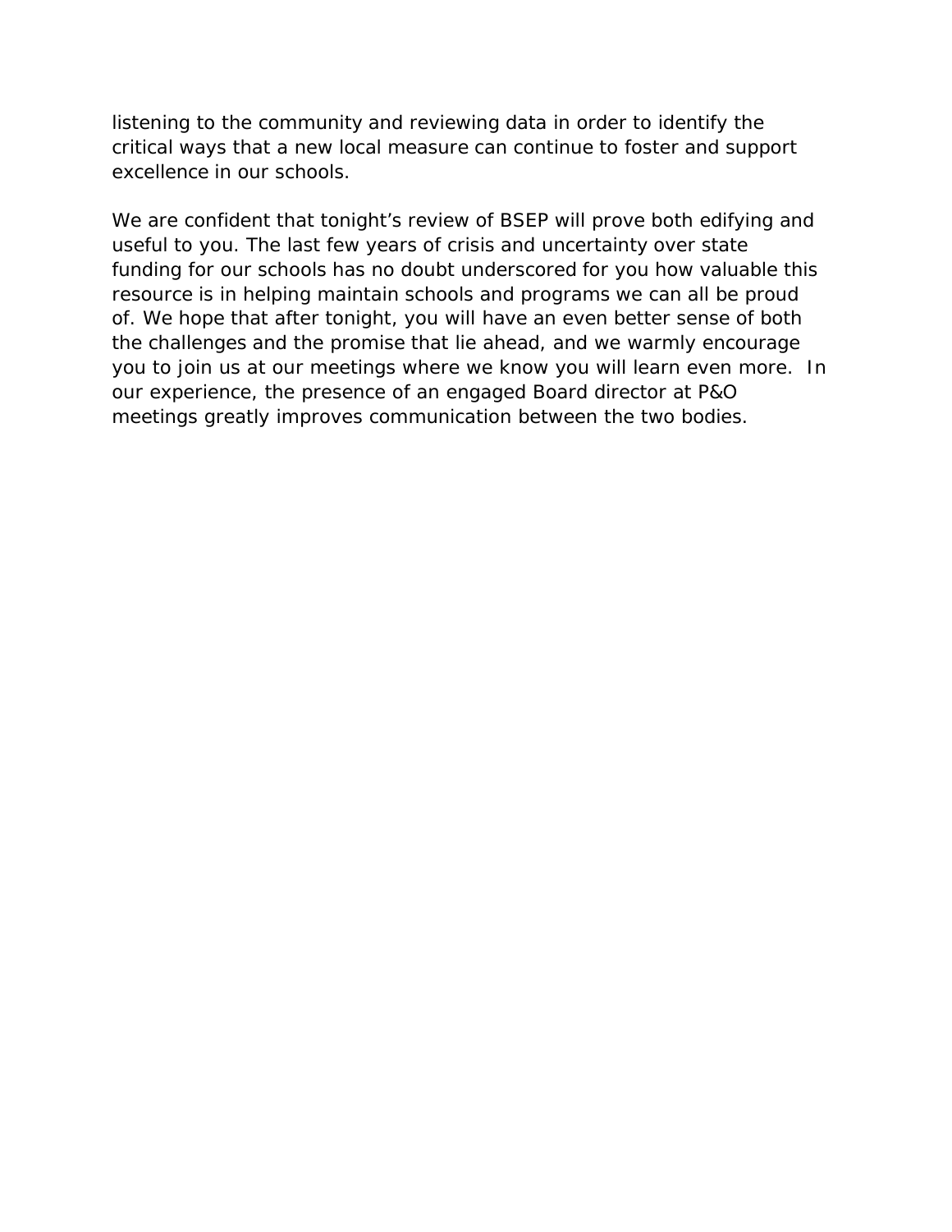listening to the community and reviewing data in order to identify the critical ways that a new local measure can continue to foster and support excellence in our schools.

We are confident that tonight's review of BSEP will prove both edifying and useful to you. The last few years of crisis and uncertainty over state funding for our schools has no doubt underscored for you how valuable this resource is in helping maintain schools and programs we can all be proud of. We hope that after tonight, you will have an even better sense of both the challenges and the promise that lie ahead, and we warmly encourage you to join us at our meetings where we know you will learn even more. In our experience, the presence of an engaged Board director at P&O meetings greatly improves communication between the two bodies.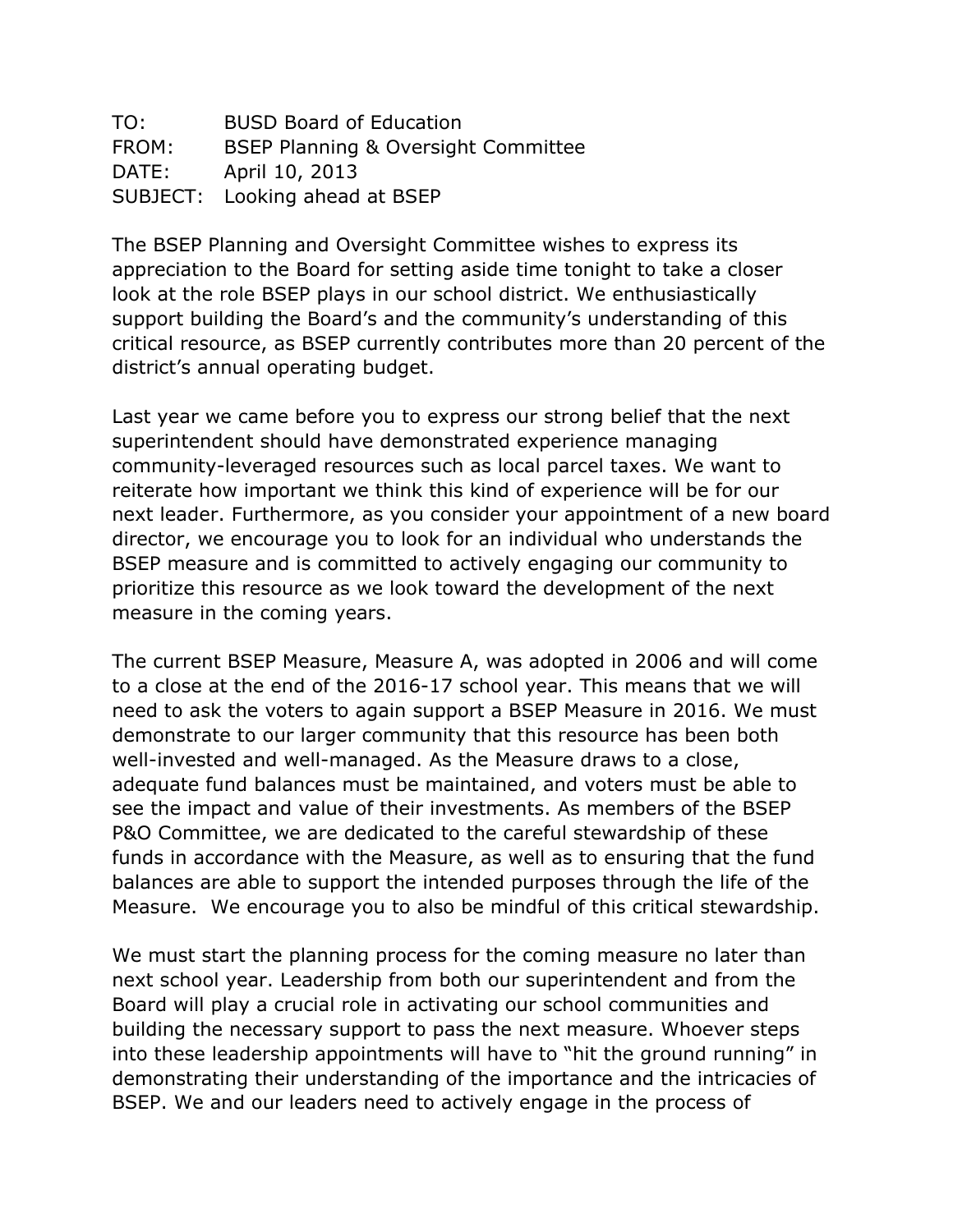TO: BUSD Board of Education
FROM: BSEP Planning & Oversight Committee
DATE: April 10, 2013
SUBJECT: Looking ahead at BSEP

The BSEP Planning and Oversight Committee wishes to express its appreciation to the Board for setting aside time tonight to take a closer look at the role BSEP plays in our school district. We enthusiastically support building the Board's and the community's understanding of this critical resource, as BSEP currently contributes more than 20 percent of the district's annual operating budget.

Last year we came before you to express our strong belief that the next superintendent should have demonstrated experience managing community-leveraged resources such as local parcel taxes. We want to reiterate how important we think this kind of experience will be for our next leader. Furthermore, as you consider your appointment of a new board director, we encourage you to look for an individual who understands the BSEP measure and is committed to actively engaging our community to prioritize this resource as we look toward the development of the next measure in the coming years.

The current BSEP Measure, Measure A, was adopted in 2006 and will come to a close at the end of the 2016-17 school year. This means that we will need to ask the voters to again support a BSEP Measure in 2016. We must demonstrate to our larger community that this resource has been both well-invested and well-managed. As the Measure draws to a close, adequate fund balances must be maintained, and voters must be able to see the impact and value of their investments. As members of the BSEP P&O Committee, we are dedicated to the careful stewardship of these funds in accordance with the Measure, as well as to ensuring that the fund balances are able to support the intended purposes through the life of the Measure. We encourage you to also be mindful of this critical stewardship.

We must start the planning process for the coming measure no later than next school year. Leadership from both our superintendent and from the Board will play a crucial role in activating our school communities and building the necessary support to pass the next measure. Whoever steps into these leadership appointments will have to "hit the ground running" in demonstrating their understanding of the importance and the intricacies of BSEP. We and our leaders need to actively engage in the process of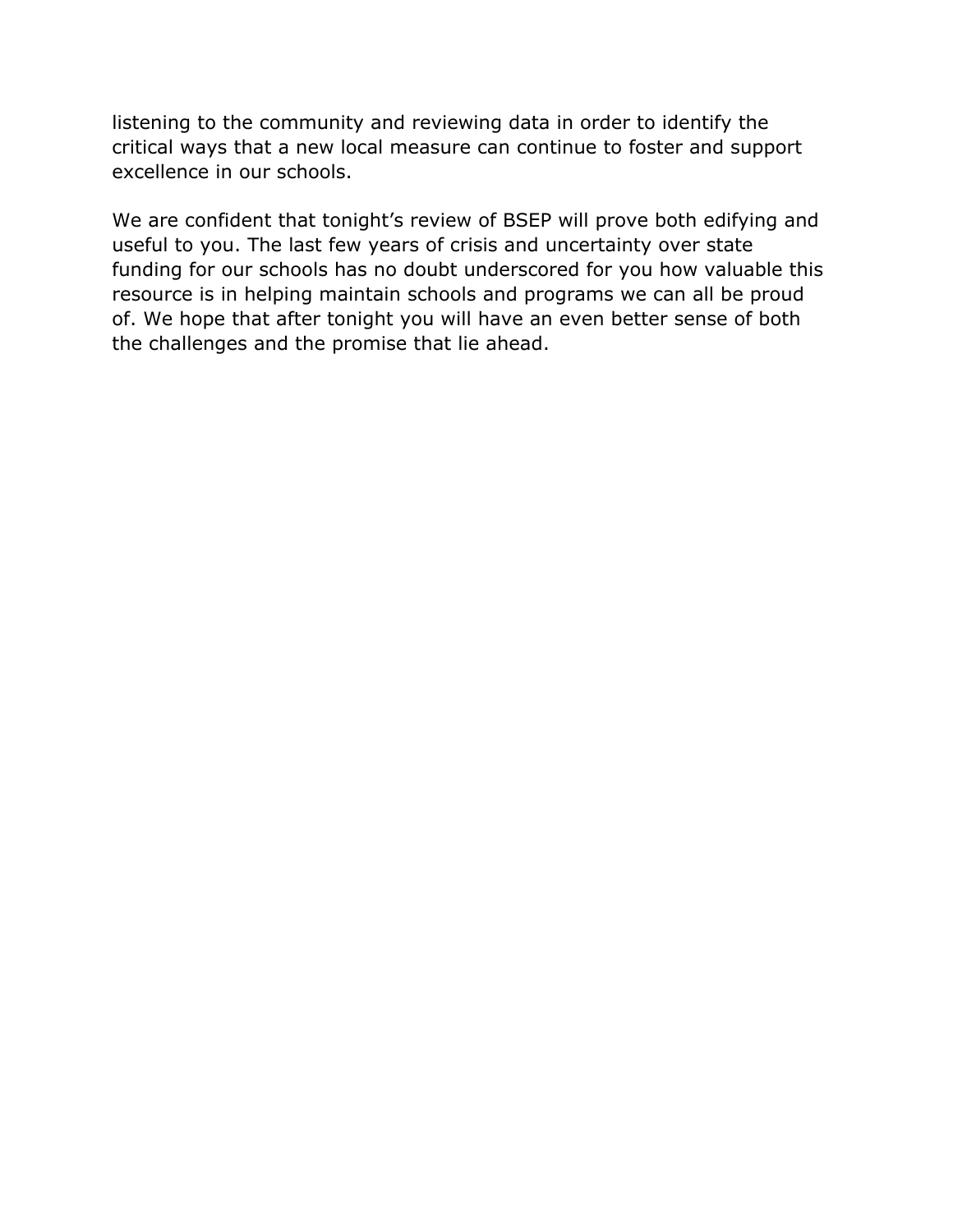listening to the community and reviewing data in order to identify the critical ways that a new local measure can continue to foster and support excellence in our schools.

We are confident that tonight's review of BSEP will prove both edifying and useful to you. The last few years of crisis and uncertainty over state funding for our schools has no doubt underscored for you how valuable this resource is in helping maintain schools and programs we can all be proud of. We hope that after tonight you will have an even better sense of both the challenges and the promise that lie ahead.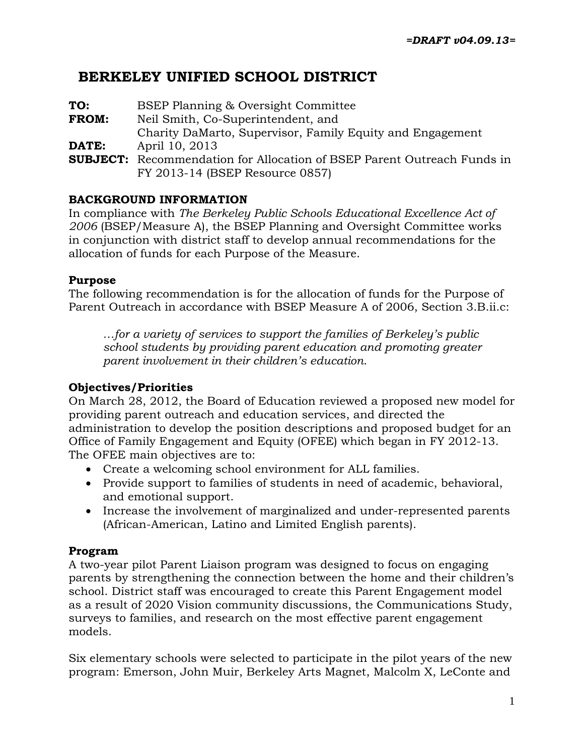*=DRAFT v04.09.13=*

# BERKELEY UNIFIED SCHOOL DISTRICT

**TO:** BSEP Planning & Oversight Committee
**FROM:** Neil Smith, Co-Superintendent, and
Charity DaMarto, Supervisor, Family Equity and Engagement
**DATE:** April 10, 2013
**SUBJECT:** Recommendation for Allocation of BSEP Parent Outreach Funds in FY 2013-14 (BSEP Resource 0857)

## BACKGROUND INFORMATION

In compliance with *The Berkeley Public Schools Educational Excellence Act of 2006* (BSEP/Measure A), the BSEP Planning and Oversight Committee works in conjunction with district staff to develop annual recommendations for the allocation of funds for each Purpose of the Measure.

### Purpose

The following recommendation is for the allocation of funds for the Purpose of Parent Outreach in accordance with BSEP Measure A of 2006, Section 3.B.ii.c:

> *…for a variety of services to support the families of Berkeley's public school students by providing parent education and promoting greater parent involvement in their children's education.*

### Objectives/Priorities

On March 28, 2012, the Board of Education reviewed a proposed new model for providing parent outreach and education services, and directed the administration to develop the position descriptions and proposed budget for an Office of Family Engagement and Equity (OFEE) which began in FY 2012-13. The OFEE main objectives are to:

- Create a welcoming school environment for ALL families.
- Provide support to families of students in need of academic, behavioral, and emotional support.
- Increase the involvement of marginalized and under-represented parents (African-American, Latino and Limited English parents).

### Program

A two-year pilot Parent Liaison program was designed to focus on engaging parents by strengthening the connection between the home and their children's school. District staff was encouraged to create this Parent Engagement model as a result of 2020 Vision community discussions, the Communications Study, surveys to families, and research on the most effective parent engagement models.

Six elementary schools were selected to participate in the pilot years of the new program: Emerson, John Muir, Berkeley Arts Magnet, Malcolm X, LeConte and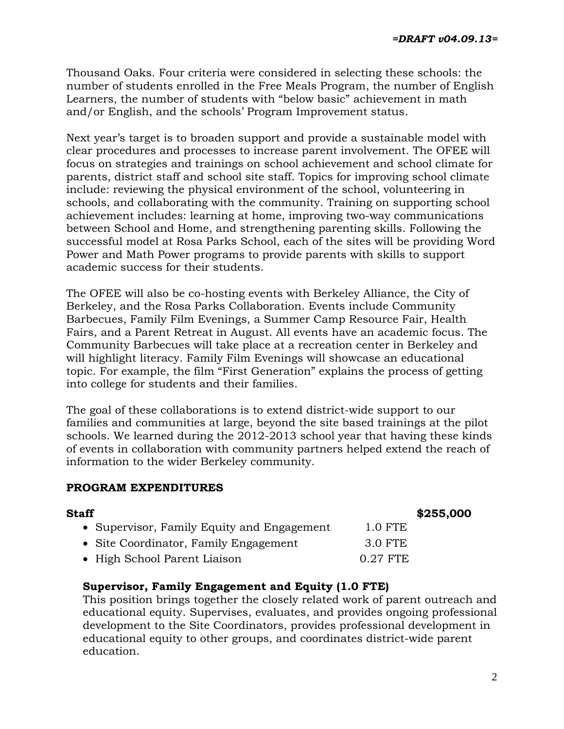Thousand Oaks. Four criteria were considered in selecting these schools: the number of students enrolled in the Free Meals Program, the number of English Learners, the number of students with "below basic" achievement in math and/or English, and the schools' Program Improvement status.

Next year's target is to broaden support and provide a sustainable model with clear procedures and processes to increase parent involvement. The OFEE will focus on strategies and trainings on school achievement and school climate for parents, district staff and school site staff. Topics for improving school climate include: reviewing the physical environment of the school, volunteering in schools, and collaborating with the community. Training on supporting school achievement includes: learning at home, improving two-way communications between School and Home, and strengthening parenting skills. Following the successful model at Rosa Parks School, each of the sites will be providing Word Power and Math Power programs to provide parents with skills to support academic success for their students.

The OFEE will also be co-hosting events with Berkeley Alliance, the City of Berkeley, and the Rosa Parks Collaboration. Events include Community Barbecues, Family Film Evenings, a Summer Camp Resource Fair, Health Fairs, and a Parent Retreat in August. All events have an academic focus. The Community Barbecues will take place at a recreation center in Berkeley and will highlight literacy. Family Film Evenings will showcase an educational topic. For example, the film "First Generation" explains the process of getting into college for students and their families.

The goal of these collaborations is to extend district-wide support to our families and communities at large, beyond the site based trainings at the pilot schools. We learned during the 2012-2013 school year that having these kinds of events in collaboration with community partners helped extend the reach of information to the wider Berkeley community.

**PROGRAM EXPENDITURES**

**Staff** **$255,000**

- Supervisor, Family Equity and Engagement 1.0 FTE
- Site Coordinator, Family Engagement 3.0 FTE
- High School Parent Liaison 0.27 FTE

**Supervisor, Family Engagement and Equity (1.0 FTE)**

This position brings together the closely related work of parent outreach and educational equity. Supervises, evaluates, and provides ongoing professional development to the Site Coordinators, provides professional development in educational equity to other groups, and coordinates district-wide parent education.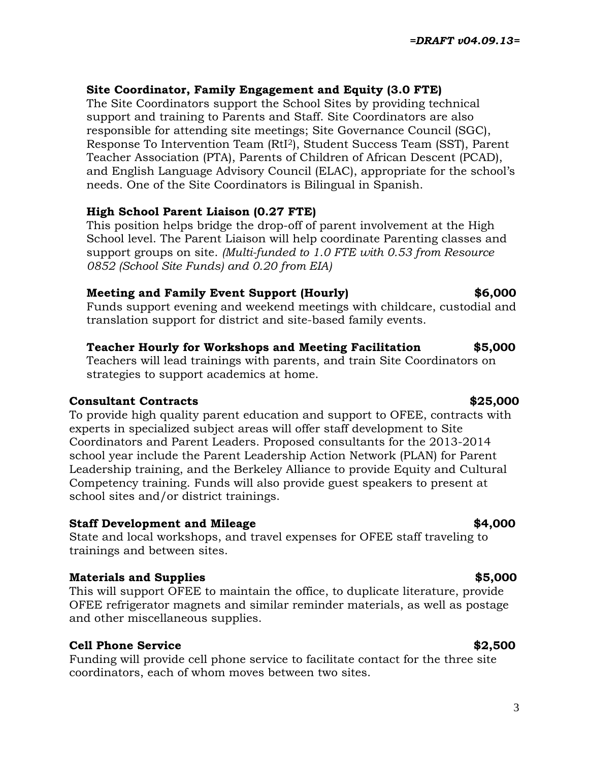=DRAFT v04.09.13=

**Site Coordinator, Family Engagement and Equity (3.0 FTE)**
The Site Coordinators support the School Sites by providing technical support and training to Parents and Staff. Site Coordinators are also responsible for attending site meetings; Site Governance Council (SGC), Response To Intervention Team ($RtI^2$), Student Success Team (SST), Parent Teacher Association (PTA), Parents of Children of African Descent (PCAD), and English Language Advisory Council (ELAC), appropriate for the school's needs. One of the Site Coordinators is Bilingual in Spanish.

**High School Parent Liaison (0.27 FTE)**
This position helps bridge the drop-off of parent involvement at the High School level. The Parent Liaison will help coordinate Parenting classes and support groups on site. *(Multi-funded to 1.0 FTE with 0.53 from Resource 0852 (School Site Funds) and 0.20 from EIA)*

**Meeting and Family Event Support (Hourly) $6,000**
Funds support evening and weekend meetings with childcare, custodial and translation support for district and site-based family events.

**Teacher Hourly for Workshops and Meeting Facilitation $5,000**
Teachers will lead trainings with parents, and train Site Coordinators on strategies to support academics at home.

**Consultant Contracts $25,000**
To provide high quality parent education and support to OFEE, contracts with experts in specialized subject areas will offer staff development to Site Coordinators and Parent Leaders. Proposed consultants for the 2013-2014 school year include the Parent Leadership Action Network (PLAN) for Parent Leadership training, and the Berkeley Alliance to provide Equity and Cultural Competency training. Funds will also provide guest speakers to present at school sites and/or district trainings.

**Staff Development and Mileage $4,000**
State and local workshops, and travel expenses for OFEE staff traveling to trainings and between sites.

**Materials and Supplies $5,000**
This will support OFEE to maintain the office, to duplicate literature, provide OFEE refrigerator magnets and similar reminder materials, as well as postage and other miscellaneous supplies.

**Cell Phone Service $2,500**
Funding will provide cell phone service to facilitate contact for the three site coordinators, each of whom moves between two sites.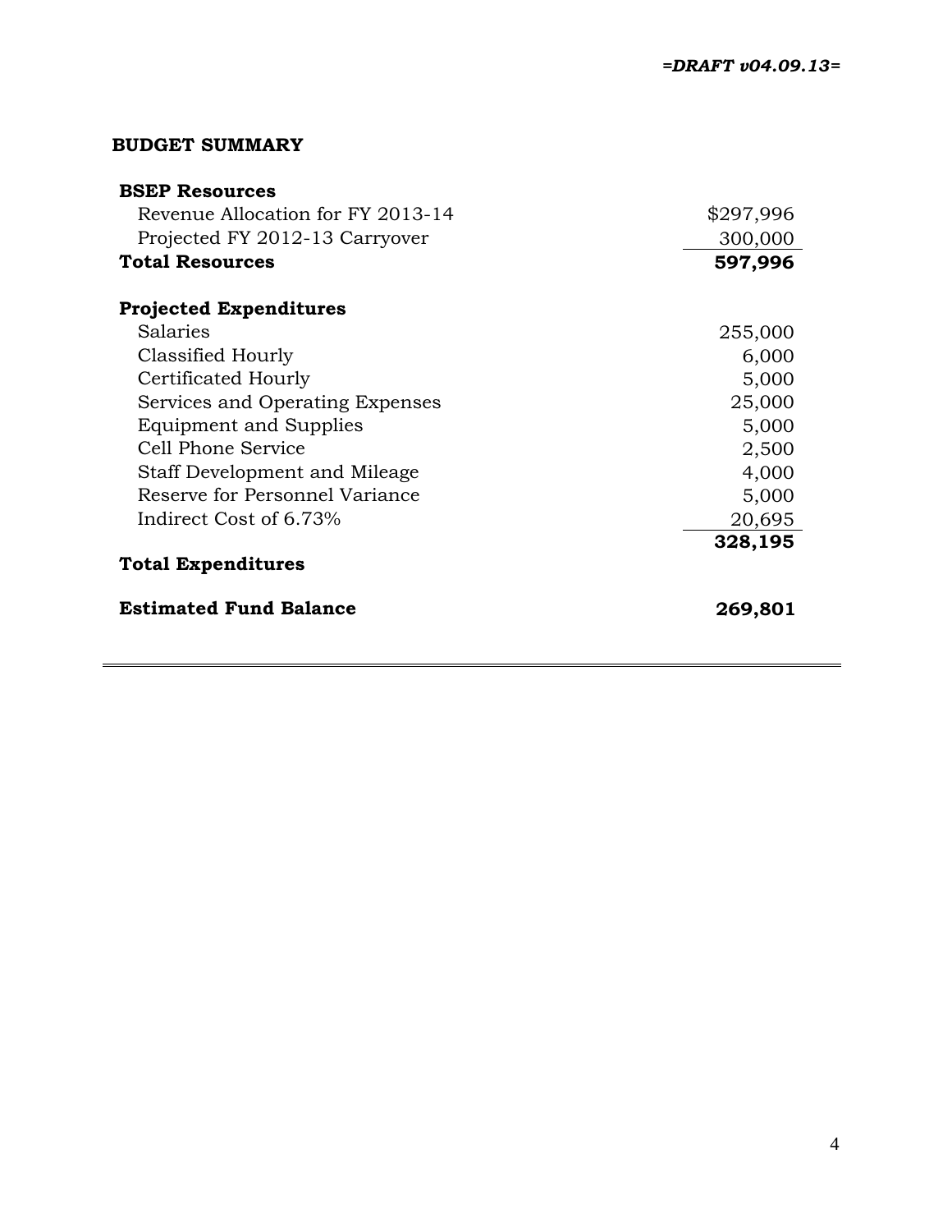*=DRAFT v04.09.13=*

## BUDGET SUMMARY

| **BSEP Resources** | |
|---|---|
| Revenue Allocation for FY 2013-14 | $297,996 |
| Projected FY 2012-13 Carryover | 300,000 |
| **Total Resources** | **597,996** |
| | |
| **Projected Expenditures** | |
| Salaries | 255,000 |
| Classified Hourly | 6,000 |
| Certificated Hourly | 5,000 |
| Services and Operating Expenses | 25,000 |
| Equipment and Supplies | 5,000 |
| Cell Phone Service | 2,500 |
| Staff Development and Mileage | 4,000 |
| Reserve for Personnel Variance | 5,000 |
| Indirect Cost of 6.73% | 20,695 |
| **Total Expenditures** | **328,195** |
| | |
| **Estimated Fund Balance** | **269,801** |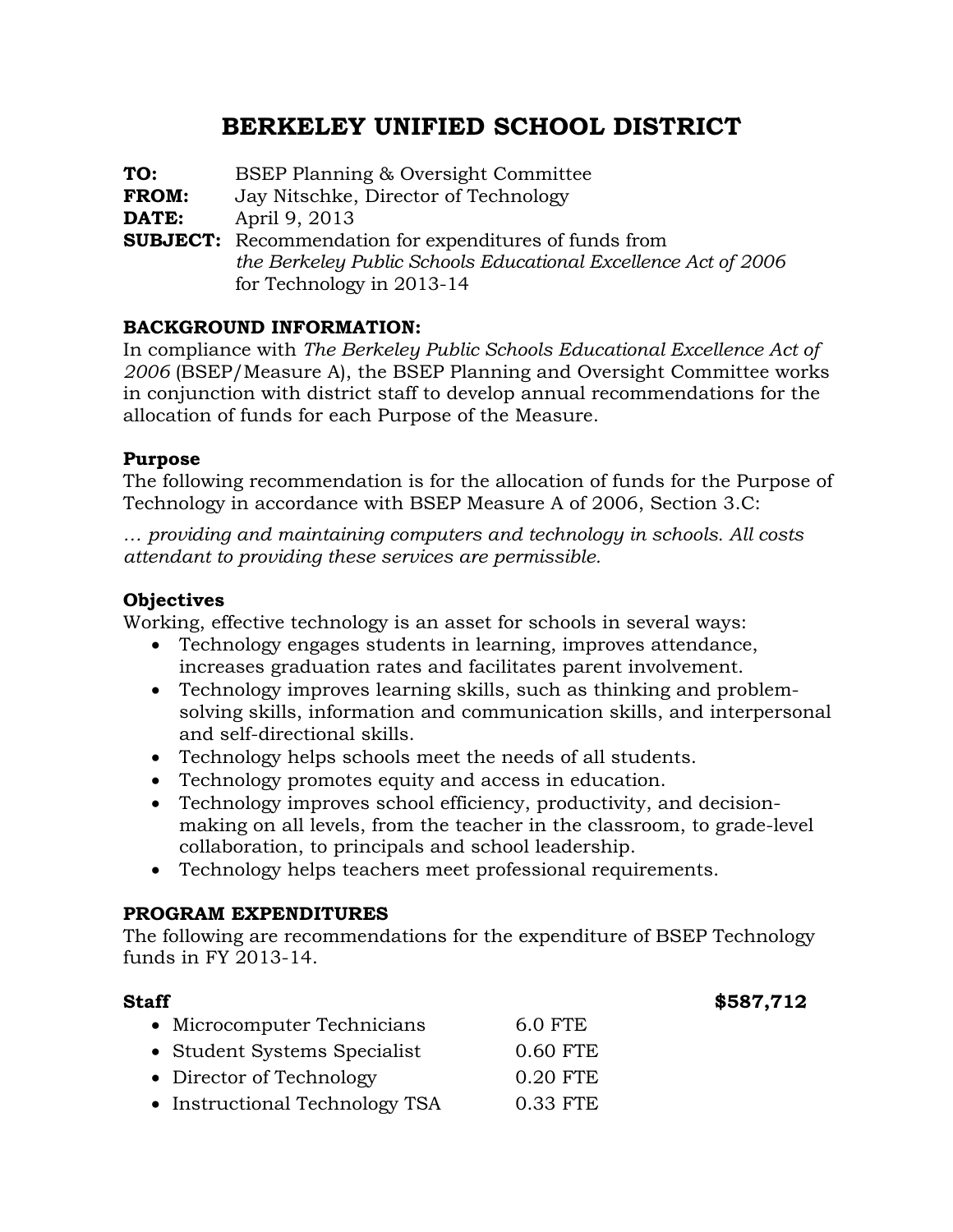# BERKELEY UNIFIED SCHOOL DISTRICT

**TO:** BSEP Planning & Oversight Committee
**FROM:** Jay Nitschke, Director of Technology
**DATE:** April 9, 2013
**SUBJECT:** Recommendation for expenditures of funds from *the Berkeley Public Schools Educational Excellence Act of 2006* for Technology in 2013-14

## BACKGROUND INFORMATION:

In compliance with *The Berkeley Public Schools Educational Excellence Act of 2006* (BSEP/Measure A), the BSEP Planning and Oversight Committee works in conjunction with district staff to develop annual recommendations for the allocation of funds for each Purpose of the Measure.

### Purpose

The following recommendation is for the allocation of funds for the Purpose of Technology in accordance with BSEP Measure A of 2006, Section 3.C:

*… providing and maintaining computers and technology in schools. All costs attendant to providing these services are permissible.*

### Objectives

Working, effective technology is an asset for schools in several ways:

- Technology engages students in learning, improves attendance, increases graduation rates and facilitates parent involvement.
- Technology improves learning skills, such as thinking and problem-solving skills, information and communication skills, and interpersonal and self-directional skills.
- Technology helps schools meet the needs of all students.
- Technology promotes equity and access in education.
- Technology improves school efficiency, productivity, and decision-making on all levels, from the teacher in the classroom, to grade-level collaboration, to principals and school leadership.
- Technology helps teachers meet professional requirements.

## PROGRAM EXPENDITURES

The following are recommendations for the expenditure of BSEP Technology funds in FY 2013-14.

**Staff** **$587,712**

- Microcomputer Technicians 6.0 FTE
- Student Systems Specialist 0.60 FTE
- Director of Technology 0.20 FTE
- Instructional Technology TSA 0.33 FTE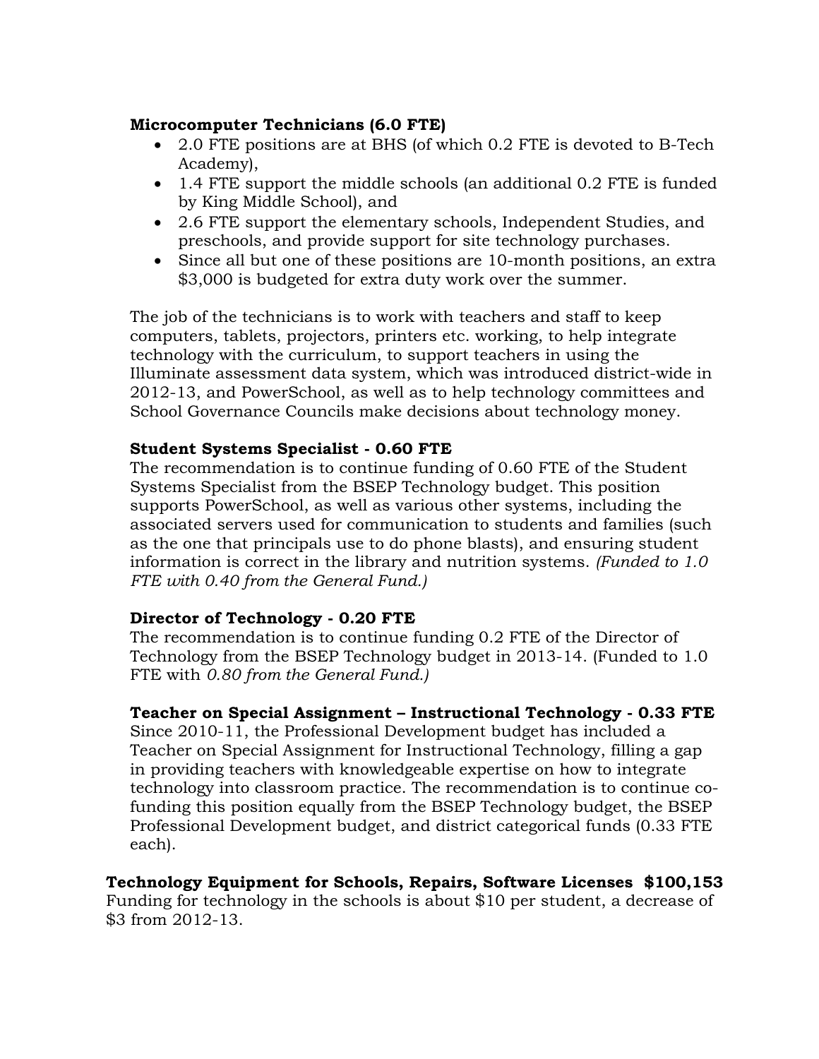**Microcomputer Technicians (6.0 FTE)**

- 2.0 FTE positions are at BHS (of which 0.2 FTE is devoted to B-Tech Academy),
- 1.4 FTE support the middle schools (an additional 0.2 FTE is funded by King Middle School), and
- 2.6 FTE support the elementary schools, Independent Studies, and preschools, and provide support for site technology purchases.
- Since all but one of these positions are 10-month positions, an extra $3,000 is budgeted for extra duty work over the summer.

The job of the technicians is to work with teachers and staff to keep computers, tablets, projectors, printers etc. working, to help integrate technology with the curriculum, to support teachers in using the Illuminate assessment data system, which was introduced district-wide in 2012-13, and PowerSchool, as well as to help technology committees and School Governance Councils make decisions about technology money.

**Student Systems Specialist - 0.60 FTE**

The recommendation is to continue funding of 0.60 FTE of the Student Systems Specialist from the BSEP Technology budget. This position supports PowerSchool, as well as various other systems, including the associated servers used for communication to students and families (such as the one that principals use to do phone blasts), and ensuring student information is correct in the library and nutrition systems. *(Funded to 1.0 FTE with 0.40 from the General Fund.)*

**Director of Technology - 0.20 FTE**

The recommendation is to continue funding 0.2 FTE of the Director of Technology from the BSEP Technology budget in 2013-14. (Funded to 1.0 FTE with *0.80 from the General Fund.)*

**Teacher on Special Assignment – Instructional Technology - 0.33 FTE**

Since 2010-11, the Professional Development budget has included a Teacher on Special Assignment for Instructional Technology, filling a gap in providing teachers with knowledgeable expertise on how to integrate technology into classroom practice. The recommendation is to continue co-funding this position equally from the BSEP Technology budget, the BSEP Professional Development budget, and district categorical funds (0.33 FTE each).

**Technology Equipment for Schools, Repairs, Software Licenses $100,153**

Funding for technology in the schools is about $10 per student, a decrease of $3 from 2012-13.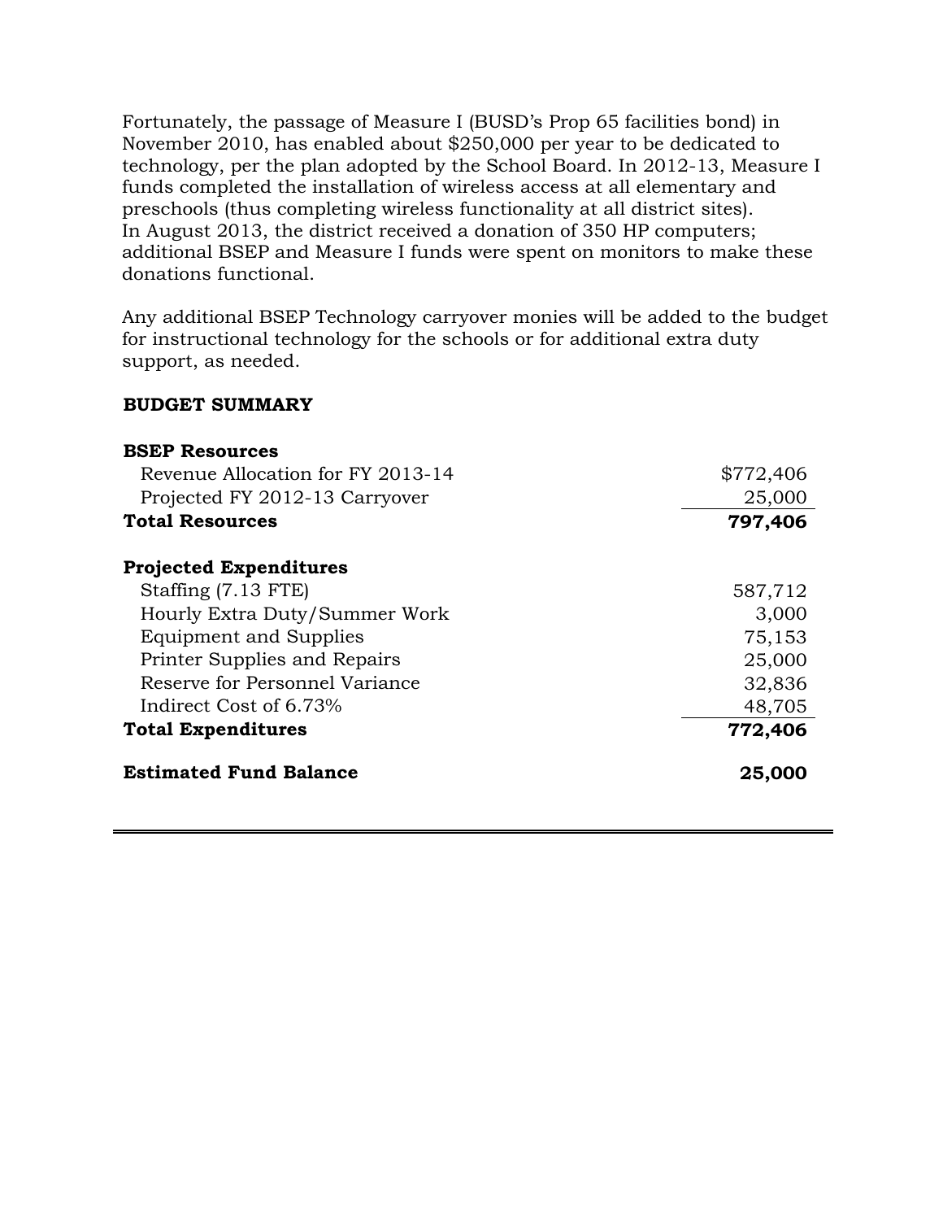Fortunately, the passage of Measure I (BUSD's Prop 65 facilities bond) in November 2010, has enabled about $250,000 per year to be dedicated to technology, per the plan adopted by the School Board. In 2012-13, Measure I funds completed the installation of wireless access at all elementary and preschools (thus completing wireless functionality at all district sites). In August 2013, the district received a donation of 350 HP computers; additional BSEP and Measure I funds were spent on monitors to make these donations functional.

Any additional BSEP Technology carryover monies will be added to the budget for instructional technology for the schools or for additional extra duty support, as needed.

**BUDGET SUMMARY**

| | |
|---|---:|
| **BSEP Resources** | |
| Revenue Allocation for FY 2013-14 | $772,406 |
| Projected FY 2012-13 Carryover | 25,000 |
| **Total Resources** | **797,406** |
| | |
| **Projected Expenditures** | |
| Staffing (7.13 FTE) | 587,712 |
| Hourly Extra Duty/Summer Work | 3,000 |
| Equipment and Supplies | 75,153 |
| Printer Supplies and Repairs | 25,000 |
| Reserve for Personnel Variance | 32,836 |
| Indirect Cost of 6.73% | 48,705 |
| **Total Expenditures** | **772,406** |
| | |
| **Estimated Fund Balance** | **25,000** |